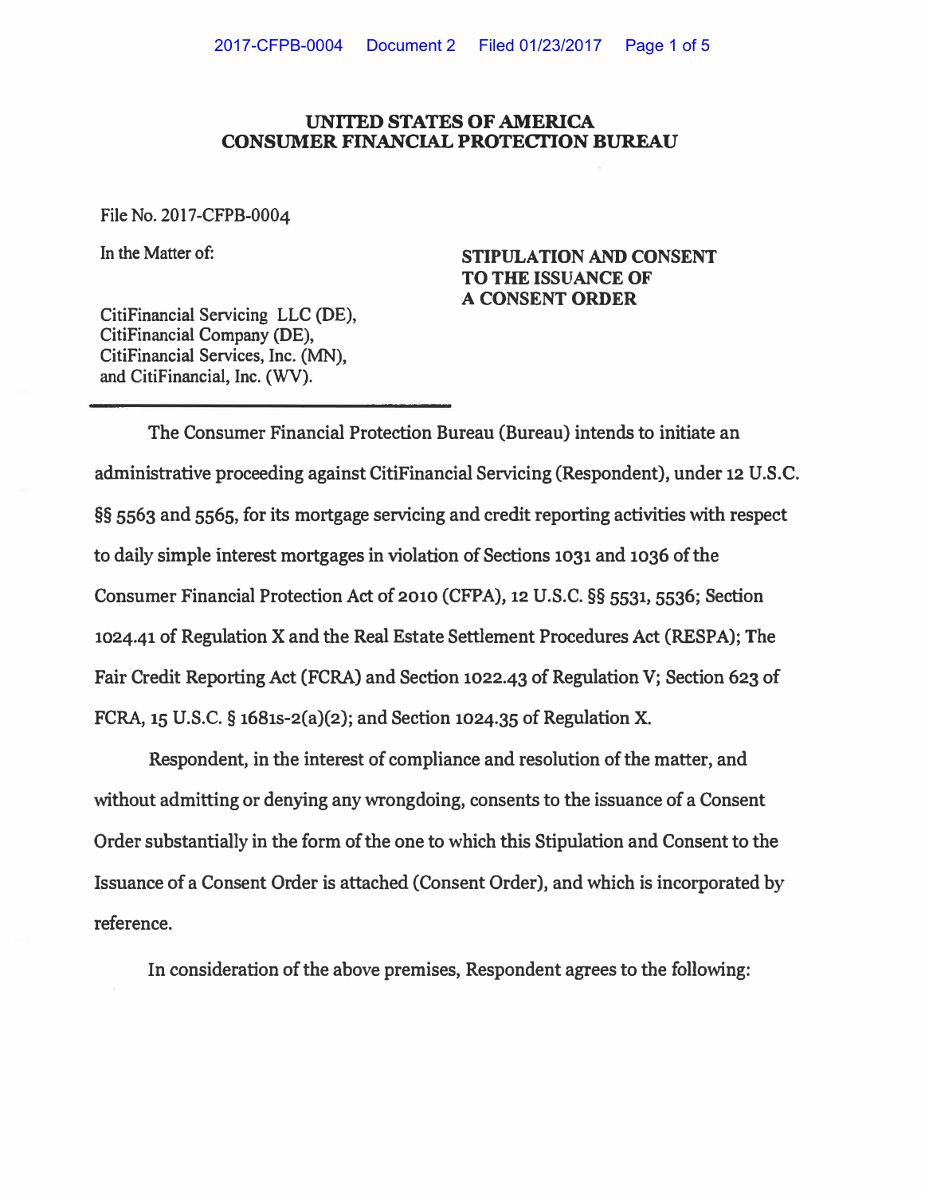# UNITED STATES OF AMERICA
# CONSUMER FINANCIAL PROTECTION BUREAU

File No. 2017-CFPB-0004

In the Matter of:

CitiFinancial Servicing LLC (DE),
CitiFinancial Company (DE),
CitiFinancial Services, Inc. (MN),
and CitiFinancial, Inc. (WV).

**STIPULATION AND CONSENT TO THE ISSUANCE OF A CONSENT ORDER**

The Consumer Financial Protection Bureau (Bureau) intends to initiate an administrative proceeding against CitiFinancial Servicing (Respondent), under 12 U.S.C. §§ 5563 and 5565, for its mortgage servicing and credit reporting activities with respect to daily simple interest mortgages in violation of Sections 1031 and 1036 of the Consumer Financial Protection Act of 2010 (CFPA), 12 U.S.C. §§ 5531, 5536; Section 1024.41 of Regulation X and the Real Estate Settlement Procedures Act (RESPA); The Fair Credit Reporting Act (FCRA) and Section 1022.43 of Regulation V; Section 623 of FCRA, 15 U.S.C. § 1681s-2(a)(2); and Section 1024.35 of Regulation X.

Respondent, in the interest of compliance and resolution of the matter, and without admitting or denying any wrongdoing, consents to the issuance of a Consent Order substantially in the form of the one to which this Stipulation and Consent to the Issuance of a Consent Order is attached (Consent Order), and which is incorporated by reference.

In consideration of the above premises, Respondent agrees to the following: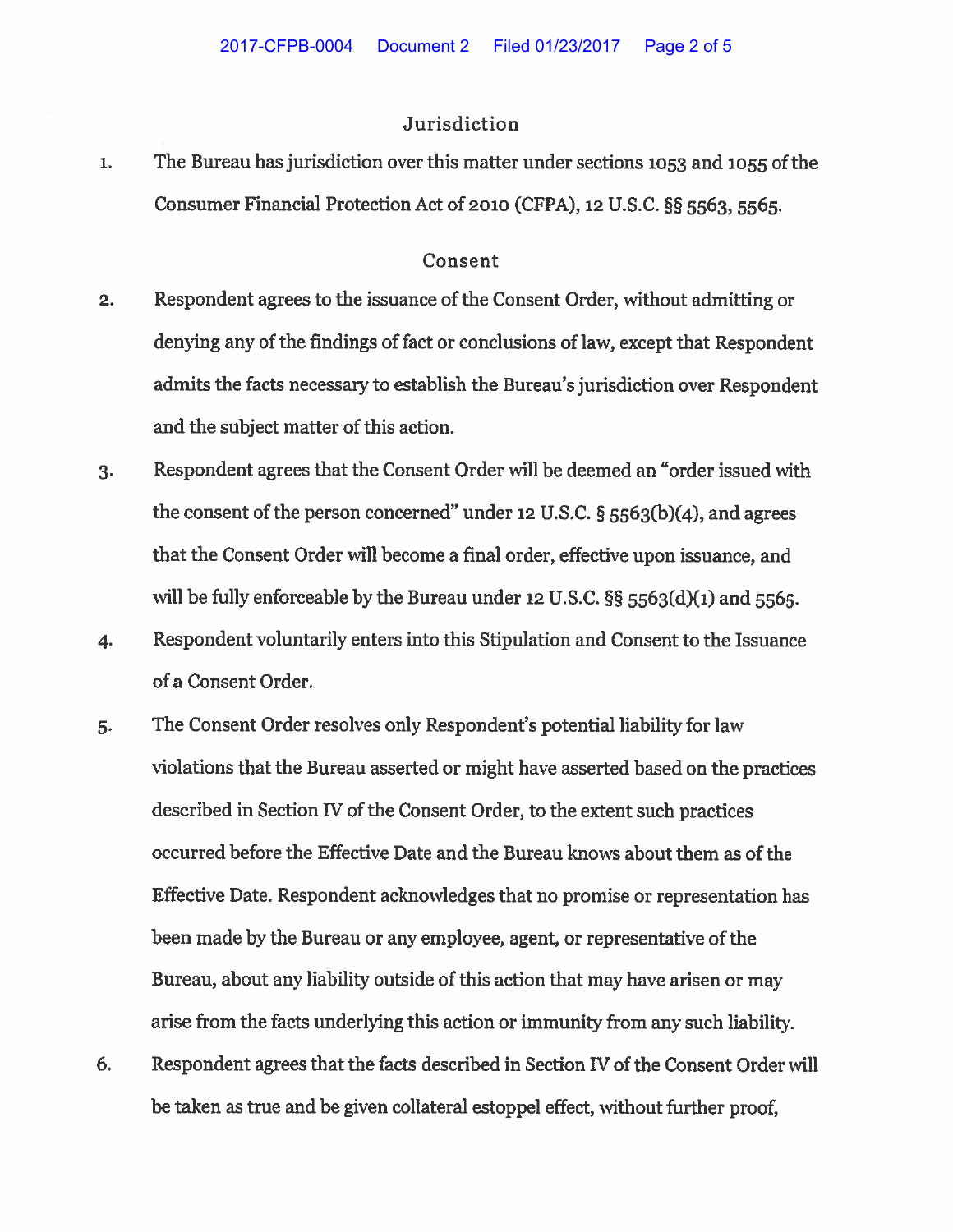## Jurisdiction

1. The Bureau has jurisdiction over this matter under sections 1053 and 1055 of the Consumer Financial Protection Act of 2010 (CFPA), 12 U.S.C. §§ 5563, 5565.

## Consent

2. Respondent agrees to the issuance of the Consent Order, without admitting or denying any of the findings of fact or conclusions of law, except that Respondent admits the facts necessary to establish the Bureau's jurisdiction over Respondent and the subject matter of this action.

3. Respondent agrees that the Consent Order will be deemed an "order issued with the consent of the person concerned" under 12 U.S.C. § 5563(b)(4), and agrees that the Consent Order will become a final order, effective upon issuance, and will be fully enforceable by the Bureau under 12 U.S.C. §§ 5563(d)(1) and 5565.

4. Respondent voluntarily enters into this Stipulation and Consent to the Issuance of a Consent Order.

5. The Consent Order resolves only Respondent's potential liability for law violations that the Bureau asserted or might have asserted based on the practices described in Section IV of the Consent Order, to the extent such practices occurred before the Effective Date and the Bureau knows about them as of the Effective Date. Respondent acknowledges that no promise or representation has been made by the Bureau or any employee, agent, or representative of the Bureau, about any liability outside of this action that may have arisen or may arise from the facts underlying this action or immunity from any such liability.

6. Respondent agrees that the facts described in Section IV of the Consent Order will be taken as true and be given collateral estoppel effect, without further proof,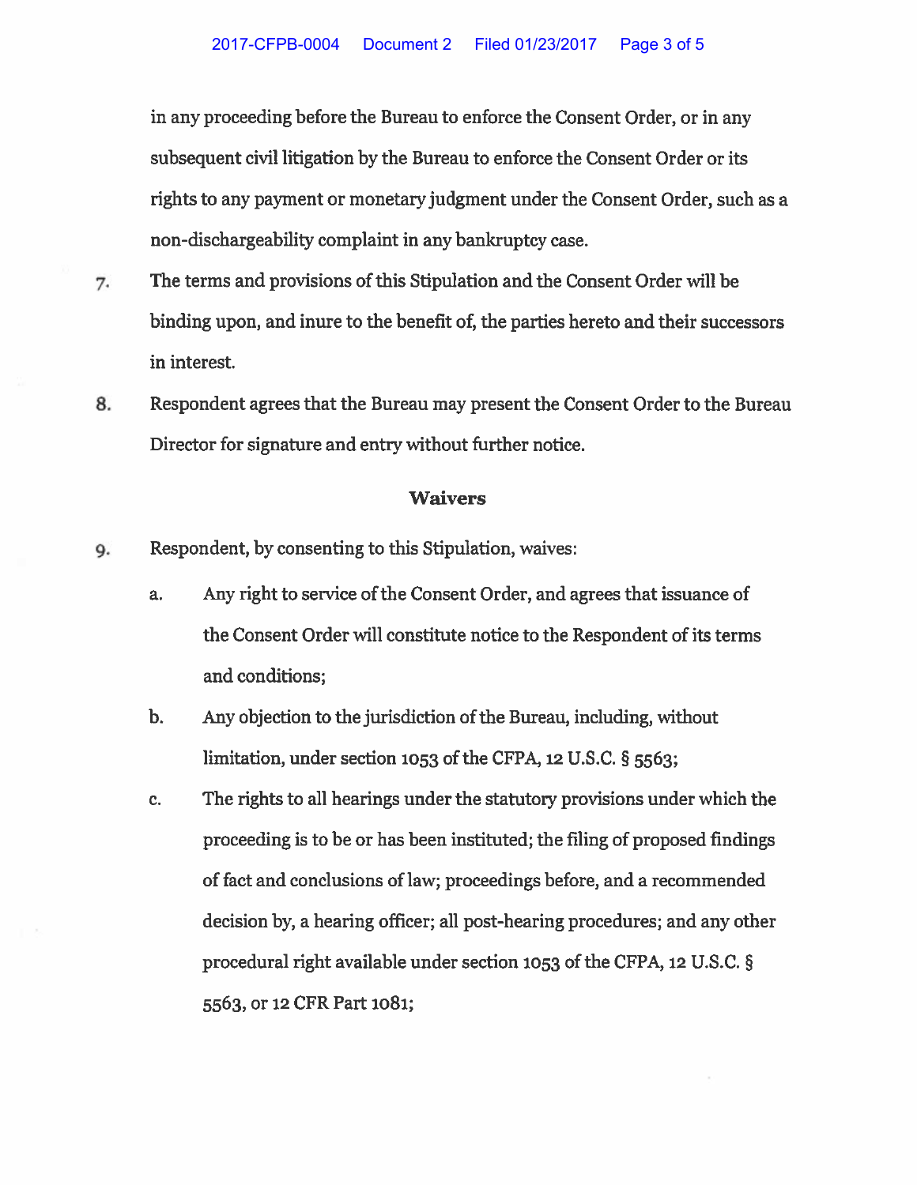in any proceeding before the Bureau to enforce the Consent Order, or in any subsequent civil litigation by the Bureau to enforce the Consent Order or its rights to any payment or monetary judgment under the Consent Order, such as a non-dischargeability complaint in any bankruptcy case.

7. The terms and provisions of this Stipulation and the Consent Order will be binding upon, and inure to the benefit of, the parties hereto and their successors in interest.

8. Respondent agrees that the Bureau may present the Consent Order to the Bureau Director for signature and entry without further notice.

## Waivers

9. Respondent, by consenting to this Stipulation, waives:

   a. Any right to service of the Consent Order, and agrees that issuance of the Consent Order will constitute notice to the Respondent of its terms and conditions;

   b. Any objection to the jurisdiction of the Bureau, including, without limitation, under section 1053 of the CFPA, 12 U.S.C. § 5563;

   c. The rights to all hearings under the statutory provisions under which the proceeding is to be or has been instituted; the filing of proposed findings of fact and conclusions of law; proceedings before, and a recommended decision by, a hearing officer; all post-hearing procedures; and any other procedural right available under section 1053 of the CFPA, 12 U.S.C. § 5563, or 12 CFR Part 1081;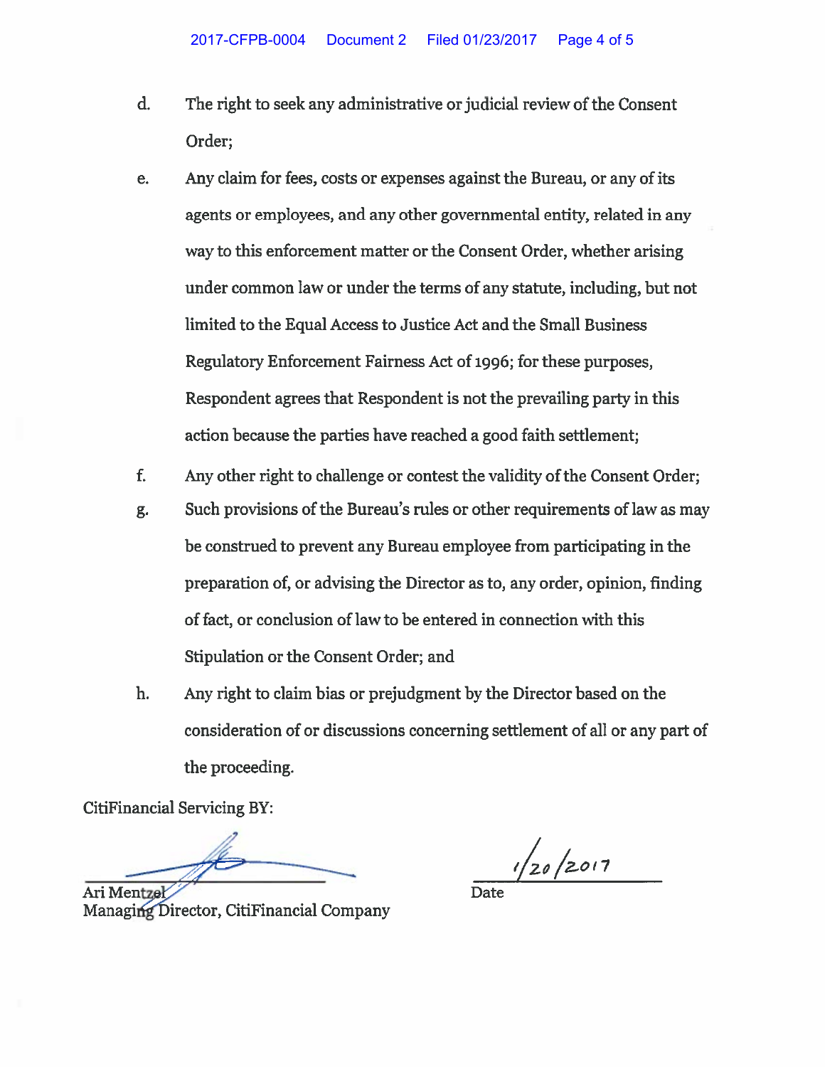d. The right to seek any administrative or judicial review of the Consent Order;

e. Any claim for fees, costs or expenses against the Bureau, or any of its agents or employees, and any other governmental entity, related in any way to this enforcement matter or the Consent Order, whether arising under common law or under the terms of any statute, including, but not limited to the Equal Access to Justice Act and the Small Business Regulatory Enforcement Fairness Act of 1996; for these purposes, Respondent agrees that Respondent is not the prevailing party in this action because the parties have reached a good faith settlement;

f. Any other right to challenge or contest the validity of the Consent Order;

g. Such provisions of the Bureau's rules or other requirements of law as may be construed to prevent any Bureau employee from participating in the preparation of, or advising the Director as to, any order, opinion, finding of fact, or conclusion of law to be entered in connection with this Stipulation or the Consent Order; and

h. Any right to claim bias or prejudgment by the Director based on the consideration of or discussions concerning settlement of all or any part of the proceeding.

CitiFinancial Servicing BY:

Ari Mentzel
Managing Director, CitiFinancial Company

1/20/2017
Date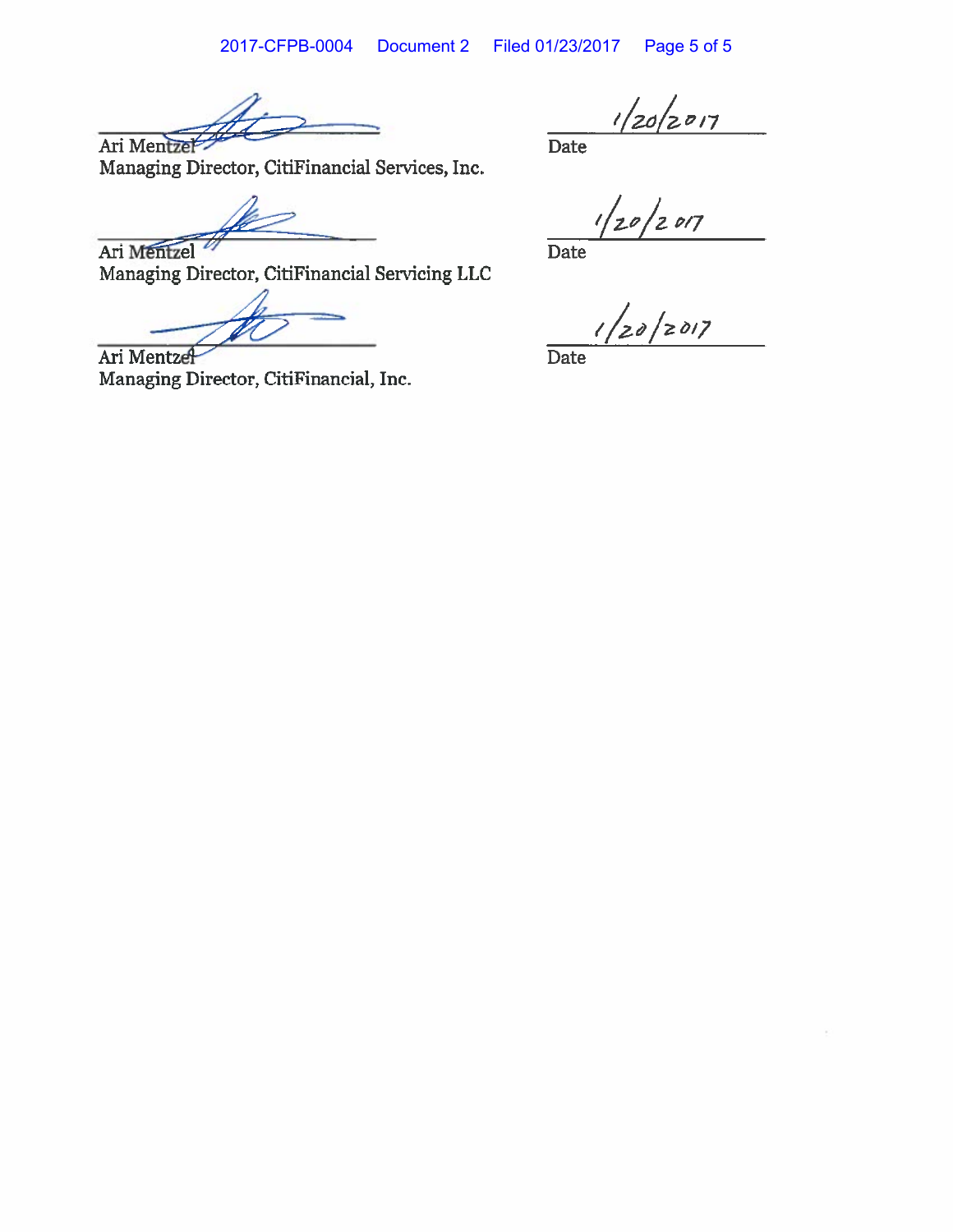Ari Mentzel
Managing Director, CitiFinancial Services, Inc.

1/20/2017
Date

Ari Mentzel
Managing Director, CitiFinancial Servicing LLC

1/20/2017
Date

Ari Mentzel
Managing Director, CitiFinancial, Inc.

1/20/2017
Date